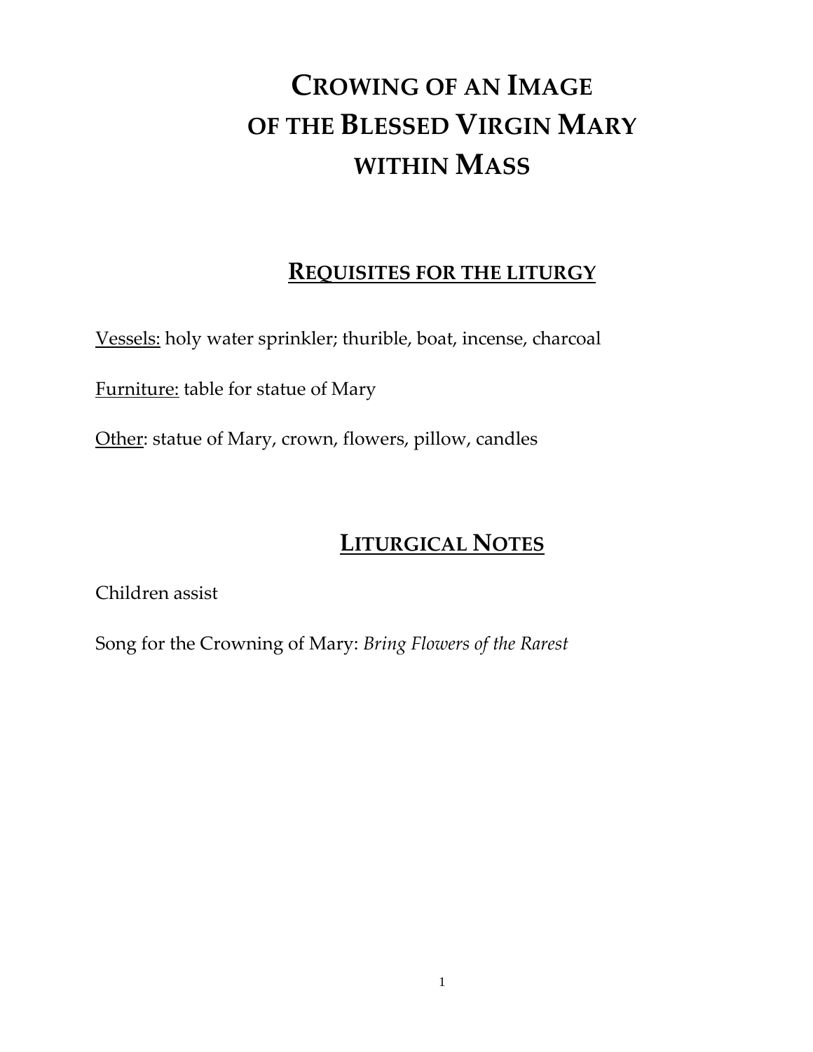# CROWING OF AN IMAGE OF THE BLESSED VIRGIN MARY WITHIN MASS

## REQUISITES FOR THE LITURGY

Vessels: holy water sprinkler; thurible, boat, incense, charcoal

Furniture: table for statue of Mary

Other: statue of Mary, crown, flowers, pillow, candles

## LITURGICAL NOTES

Children assist

Song for the Crowning of Mary: *Bring Flowers of the Rarest*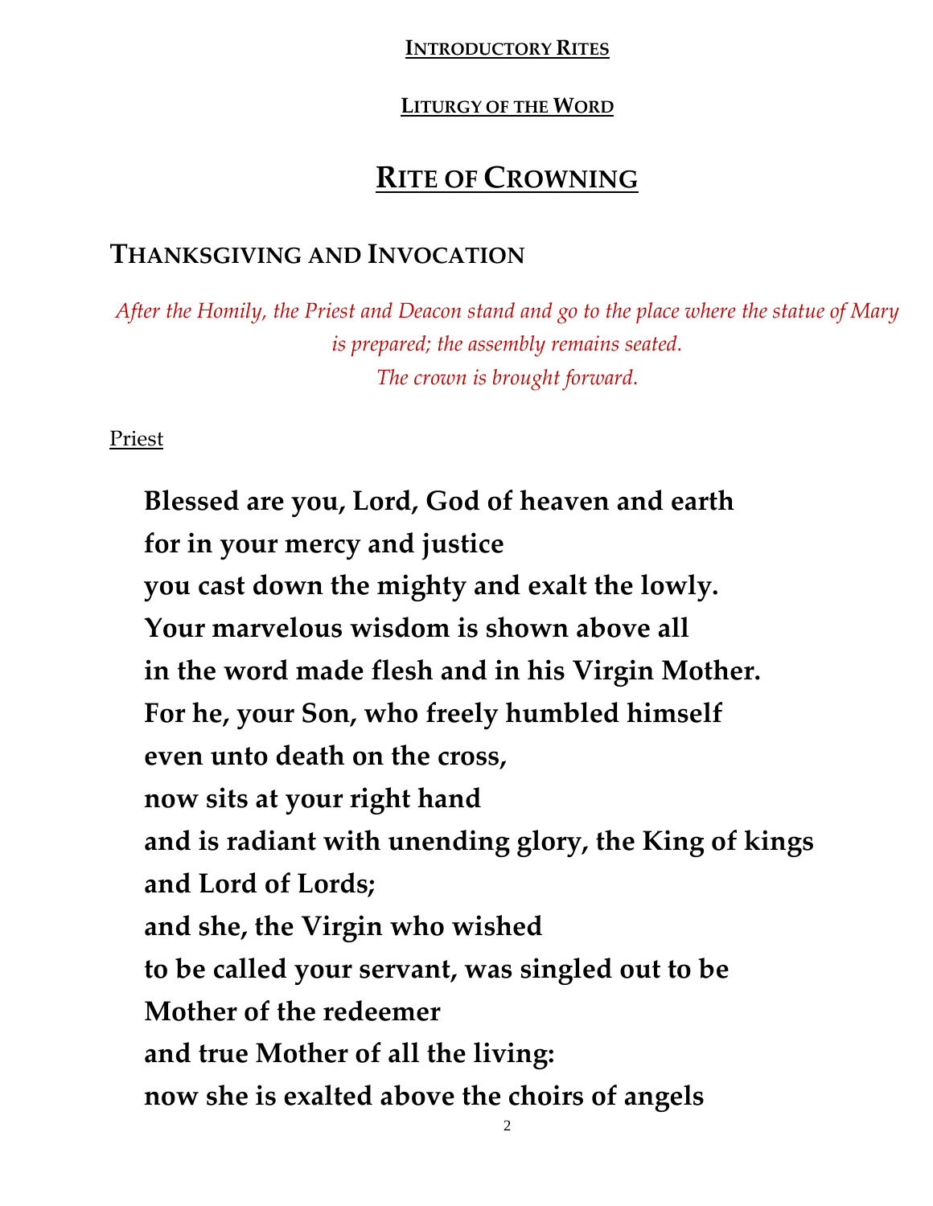**Introductory Rites**

**Liturgy of the Word**

# Rite of Crowning

## Thanksgiving and Invocation

*After the Homily, the Priest and Deacon stand and go to the place where the statue of Mary is prepared; the assembly remains seated.*
*The crown is brought forward.*

Priest

**Blessed are you, Lord, God of heaven and earth**
**for in your mercy and justice**
**you cast down the mighty and exalt the lowly.**
**Your marvelous wisdom is shown above all**
**in the word made flesh and in his Virgin Mother.**
**For he, your Son, who freely humbled himself**
**even unto death on the cross,**
**now sits at your right hand**
**and is radiant with unending glory, the King of kings**
**and Lord of Lords;**
**and she, the Virgin who wished**
**to be called your servant, was singled out to be**
**Mother of the redeemer**
**and true Mother of all the living:**
**now she is exalted above the choirs of angels**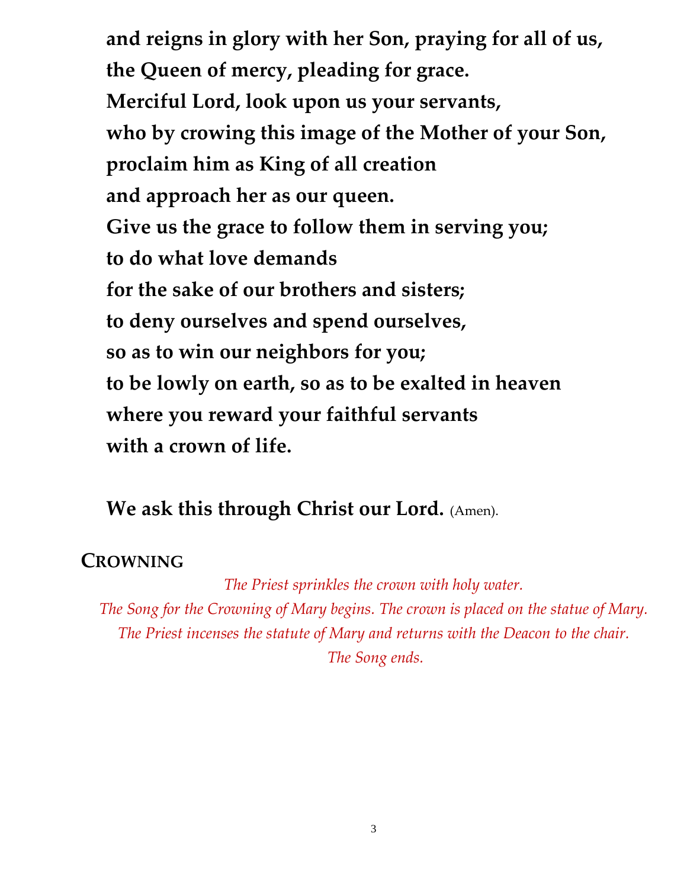**and reigns in glory with her Son, praying for all of us,**
**the Queen of mercy, pleading for grace.**
**Merciful Lord, look upon us your servants,**
**who by crowing this image of the Mother of your Son,**
**proclaim him as King of all creation**
**and approach her as our queen.**
**Give us the grace to follow them in serving you;**
**to do what love demands**
**for the sake of our brothers and sisters;**
**to deny ourselves and spend ourselves,**
**so as to win our neighbors for you;**
**to be lowly on earth, so as to be exalted in heaven**
**where you reward your faithful servants**
**with a crown of life.**

**We ask this through Christ our Lord.** (Amen).

## CROWNING

*The Priest sprinkles the crown with holy water.*
*The Song for the Crowning of Mary begins. The crown is placed on the statue of Mary.*
*The Priest incenses the statute of Mary and returns with the Deacon to the chair.*
*The Song ends.*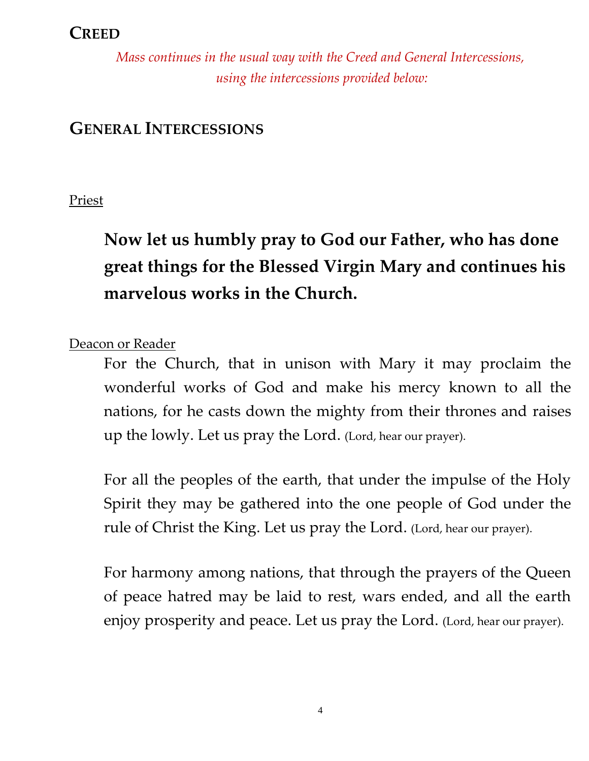## CREED

*Mass continues in the usual way with the Creed and General Intercessions, using the intercessions provided below:*

## GENERAL INTERCESSIONS

Priest

**Now let us humbly pray to God our Father, who has done great things for the Blessed Virgin Mary and continues his marvelous works in the Church.**

Deacon or Reader

For the Church, that in unison with Mary it may proclaim the wonderful works of God and make his mercy known to all the nations, for he casts down the mighty from their thrones and raises up the lowly. Let us pray the Lord. (Lord, hear our prayer).

For all the peoples of the earth, that under the impulse of the Holy Spirit they may be gathered into the one people of God under the rule of Christ the King. Let us pray the Lord. (Lord, hear our prayer).

For harmony among nations, that through the prayers of the Queen of peace hatred may be laid to rest, wars ended, and all the earth enjoy prosperity and peace. Let us pray the Lord. (Lord, hear our prayer).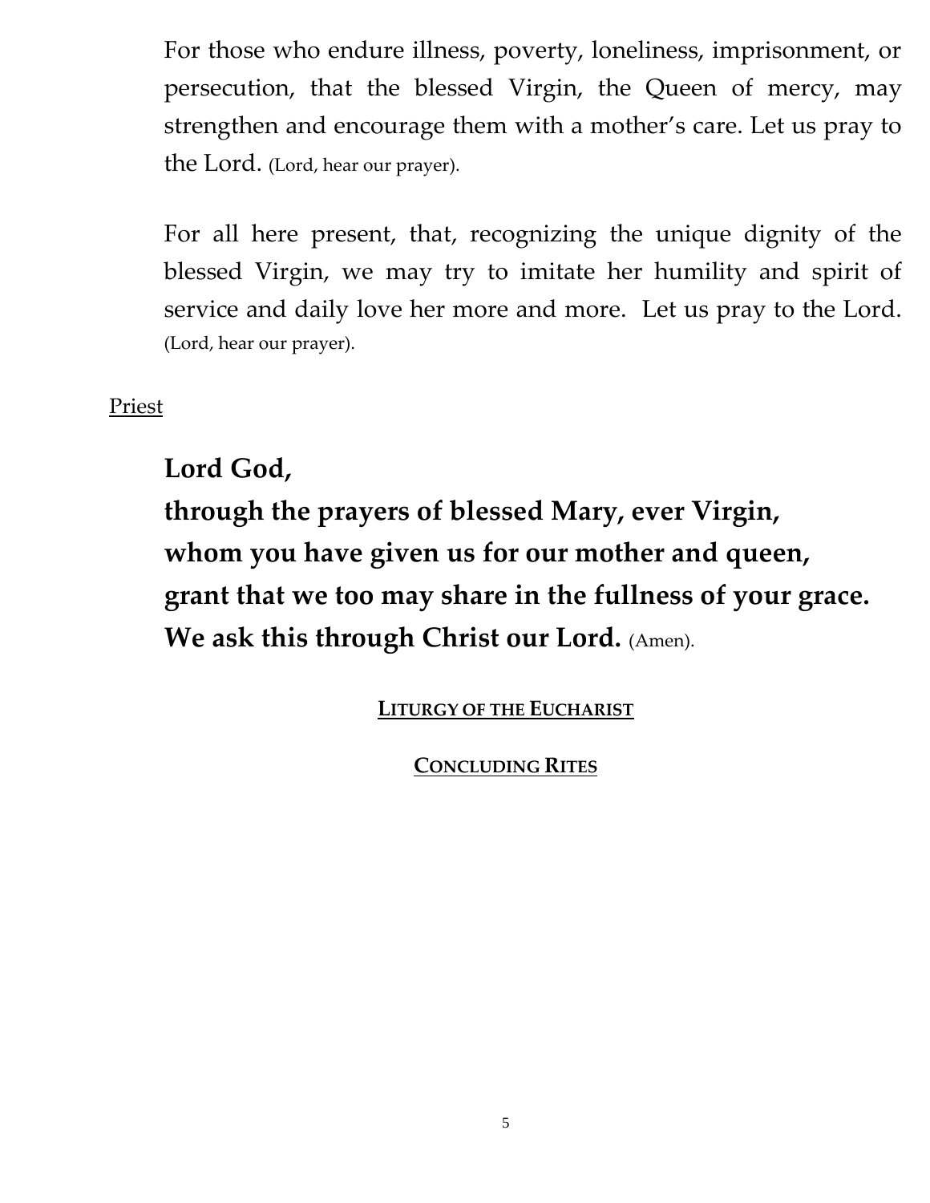For those who endure illness, poverty, loneliness, imprisonment, or persecution, that the blessed Virgin, the Queen of mercy, may strengthen and encourage them with a mother's care. Let us pray to the Lord. (Lord, hear our prayer).

For all here present, that, recognizing the unique dignity of the blessed Virgin, we may try to imitate her humility and spirit of service and daily love her more and more. Let us pray to the Lord. (Lord, hear our prayer).

Priest

**Lord God,**
**through the prayers of blessed Mary, ever Virgin,**
**whom you have given us for our mother and queen,**
**grant that we too may share in the fullness of your grace.**
**We ask this through Christ our Lord.** (Amen).

## LITURGY OF THE EUCHARIST

## CONCLUDING RITES